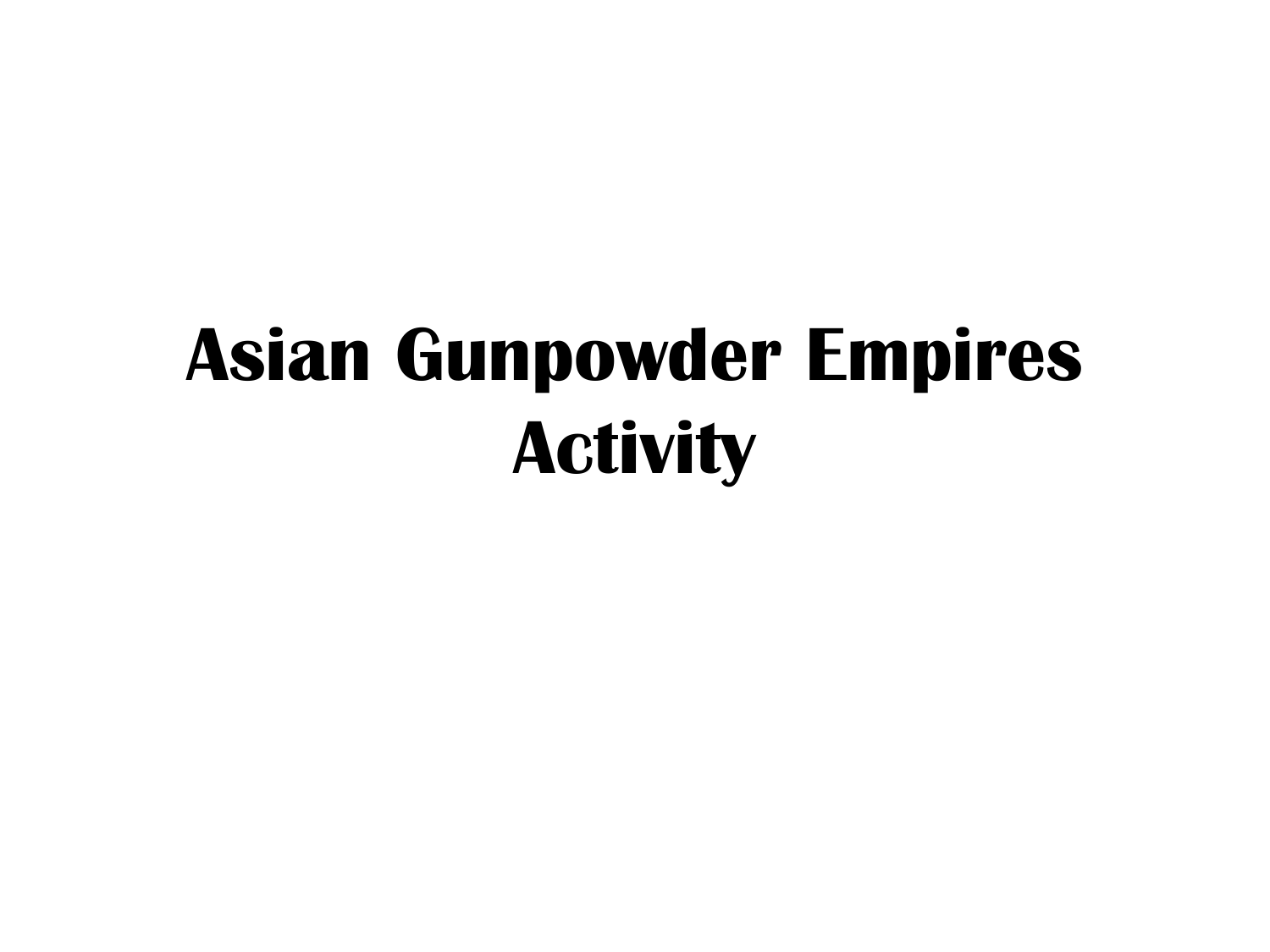# Asian Gunpowder Empires Activity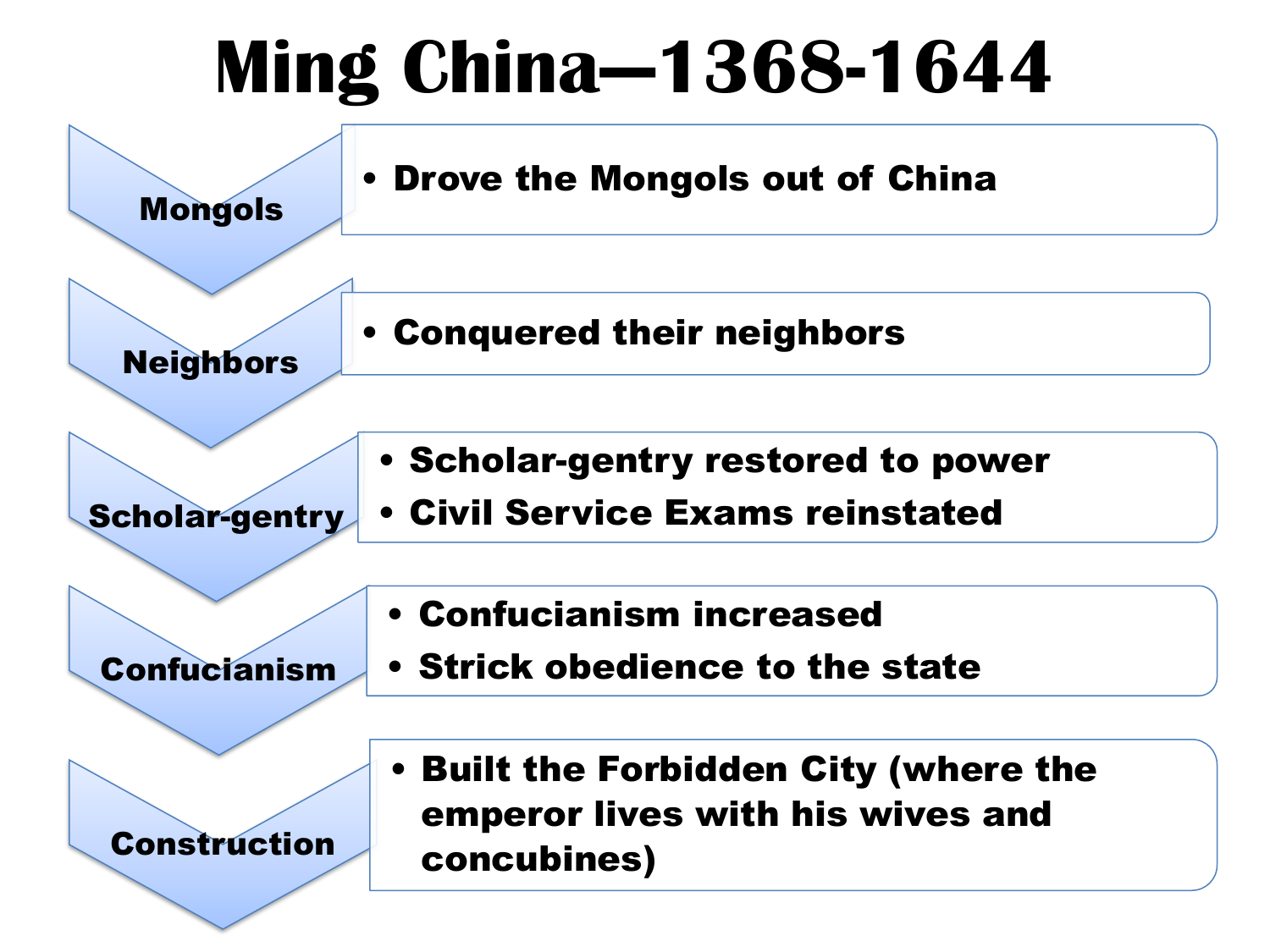# Ming China—1368-1644

**Mongols**

- Drove the Mongols out of China

**Neighbors**

- Conquered their neighbors

**Scholar-gentry**

- Scholar-gentry restored to power
- Civil Service Exams reinstated

**Confucianism**

- Confucianism increased
- Strick obedience to the state

**Construction**

- Built the Forbidden City (where the emperor lives with his wives and concubines)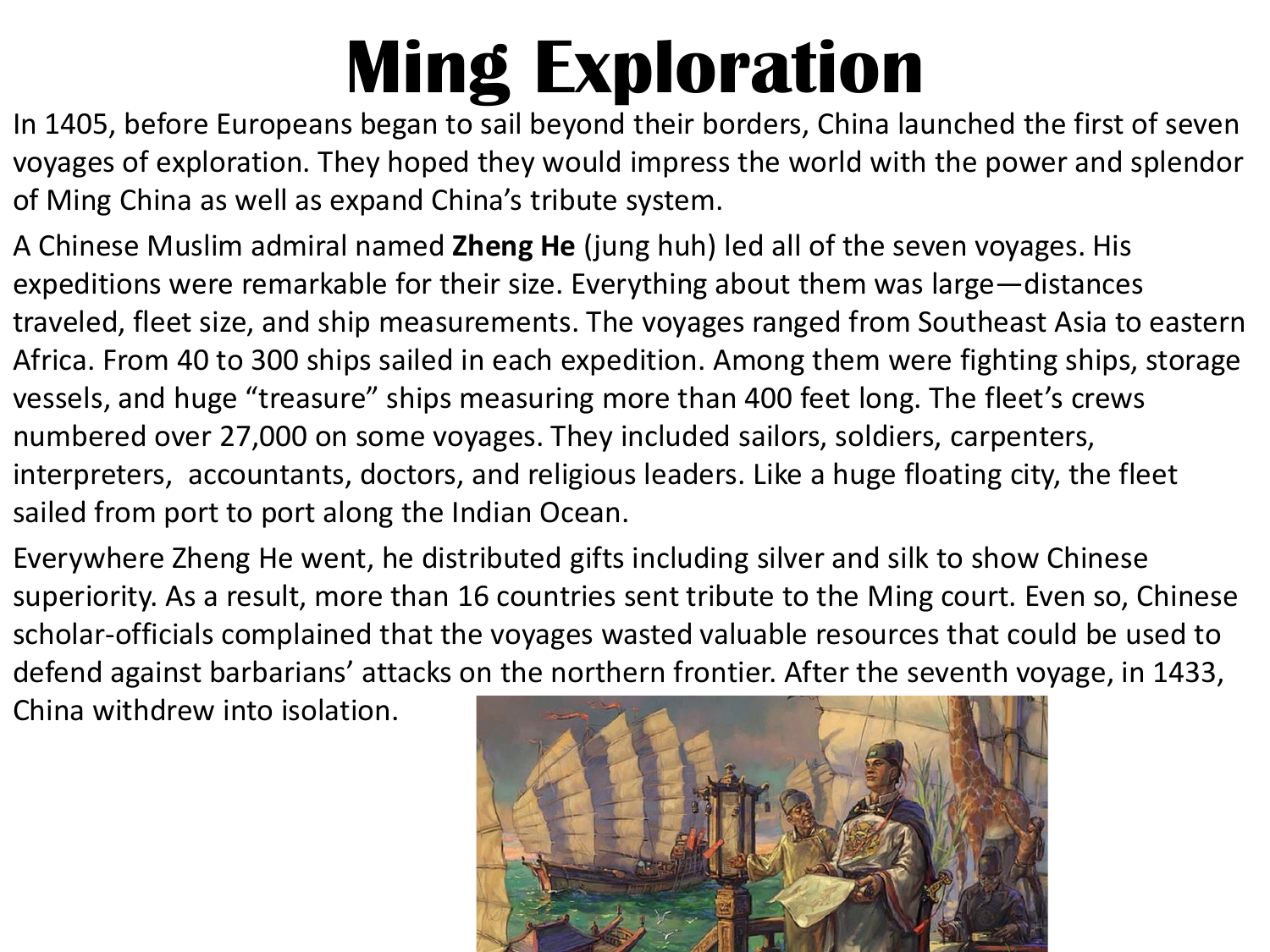# Ming Exploration

In 1405, before Europeans began to sail beyond their borders, China launched the first of seven voyages of exploration. They hoped they would impress the world with the power and splendor of Ming China as well as expand China's tribute system.

A Chinese Muslim admiral named **Zheng He** (jung huh) led all of the seven voyages. His expeditions were remarkable for their size. Everything about them was large—distances traveled, fleet size, and ship measurements. The voyages ranged from Southeast Asia to eastern Africa. From 40 to 300 ships sailed in each expedition. Among them were fighting ships, storage vessels, and huge "treasure" ships measuring more than 400 feet long. The fleet's crews numbered over 27,000 on some voyages. They included sailors, soldiers, carpenters, interpreters, accountants, doctors, and religious leaders. Like a huge floating city, the fleet sailed from port to port along the Indian Ocean.

Everywhere Zheng He went, he distributed gifts including silver and silk to show Chinese superiority. As a result, more than 16 countries sent tribute to the Ming court. Even so, Chinese scholar-officials complained that the voyages wasted valuable resources that could be used to defend against barbarians' attacks on the northern frontier. After the seventh voyage, in 1433, China withdrew into isolation.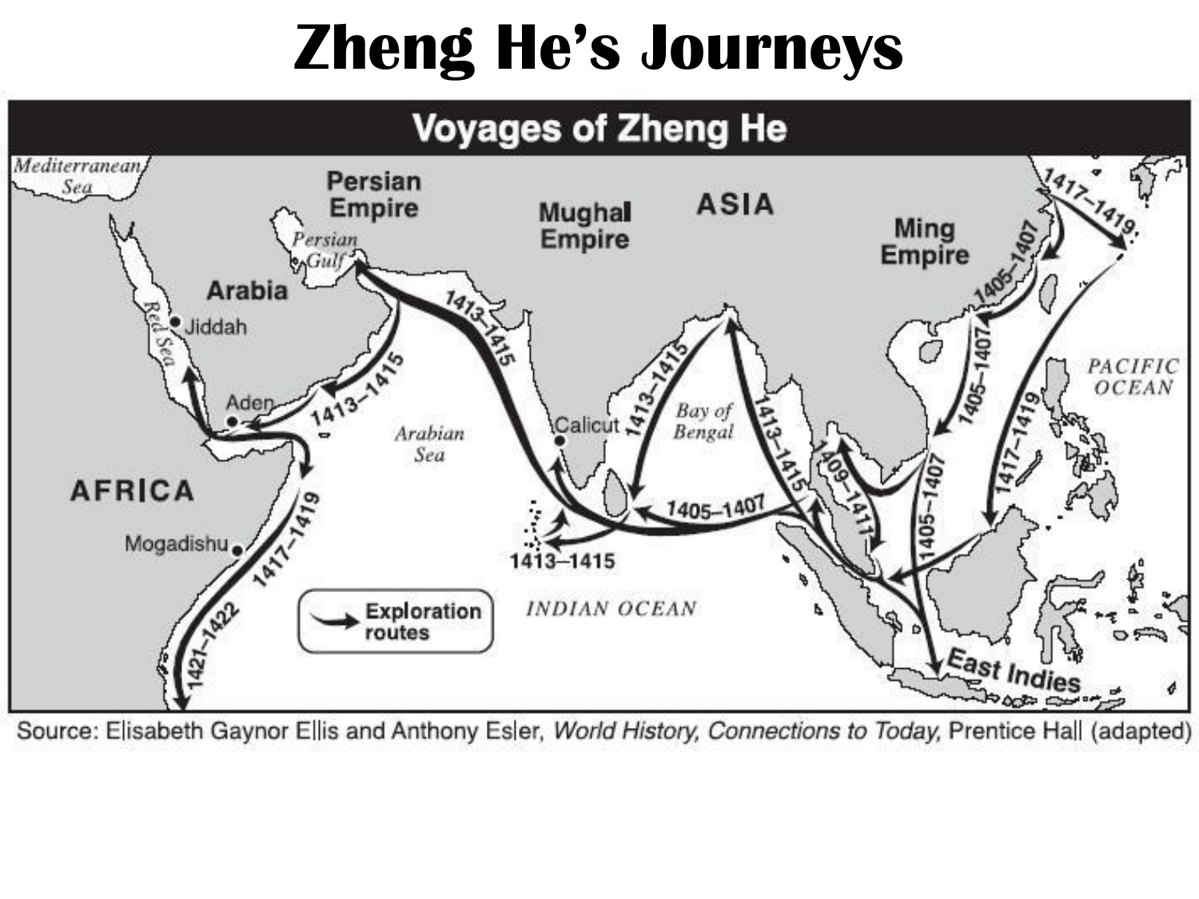# Zheng He's Journeys

## Voyages of Zheng He

Mediterranean Sea

Persian Empire

Mughal Empire

ASIA

Ming Empire

Persian Gulf

Arabia

Red Sea

Jiddah

Aden

AFRICA

Mogadishu

Arabian Sea

Calicut

Bay of Bengal

INDIAN OCEAN

PACIFIC OCEAN

East Indies

1405–1407

1409–1411

1413–1415

1417–1419

1421–1422

Exploration routes

Source: Elisabeth Gaynor Ellis and Anthony Esler, *World History, Connections to Today*, Prentice Hall (adapted)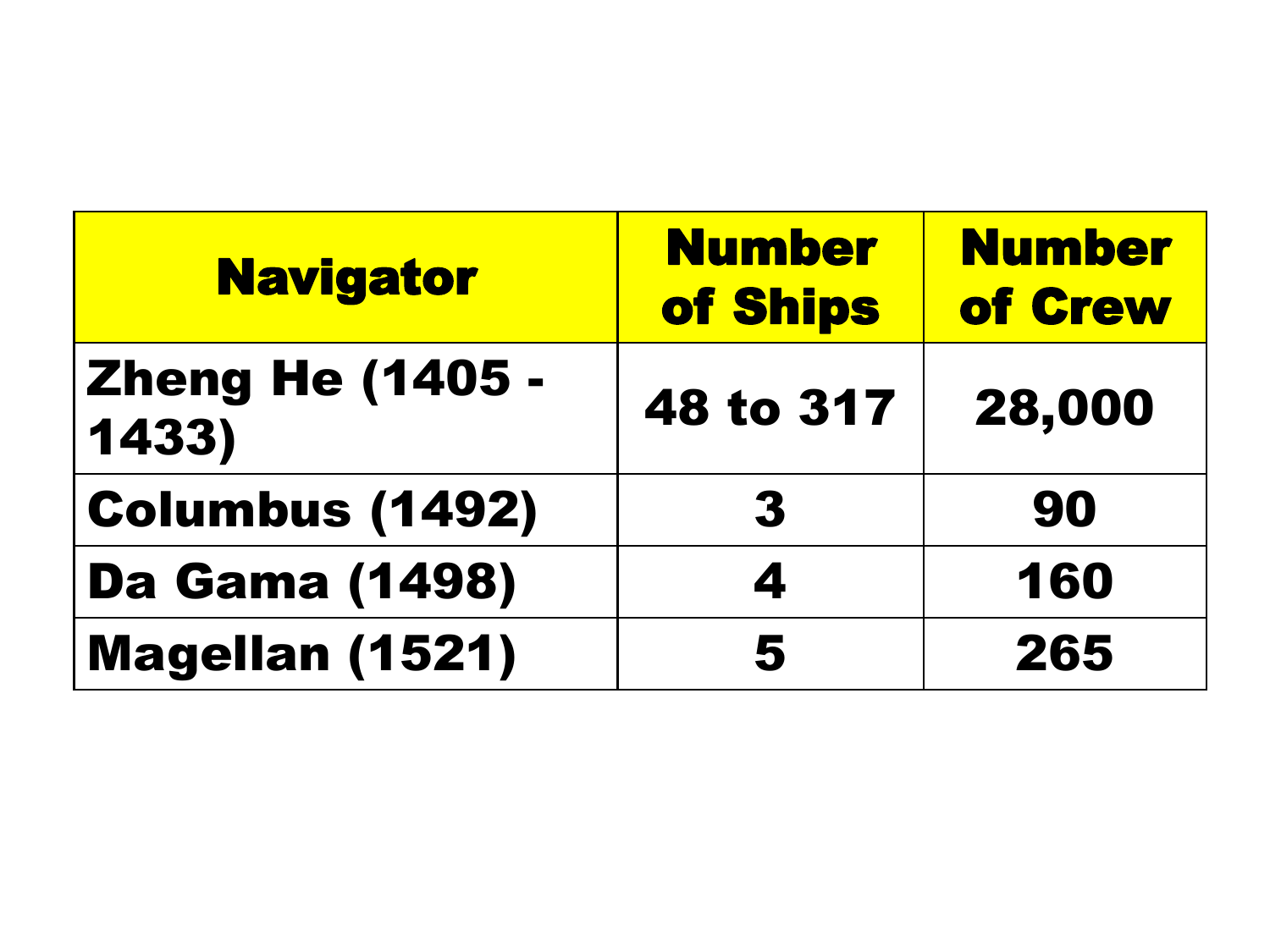| Navigator | Number of Ships | Number of Crew |
|---|---|---|
| Zheng He (1405 - 1433) | 48 to 317 | 28,000 |
| Columbus (1492) | 3 | 90 |
| Da Gama (1498) | 4 | 160 |
| Magellan (1521) | 5 | 265 |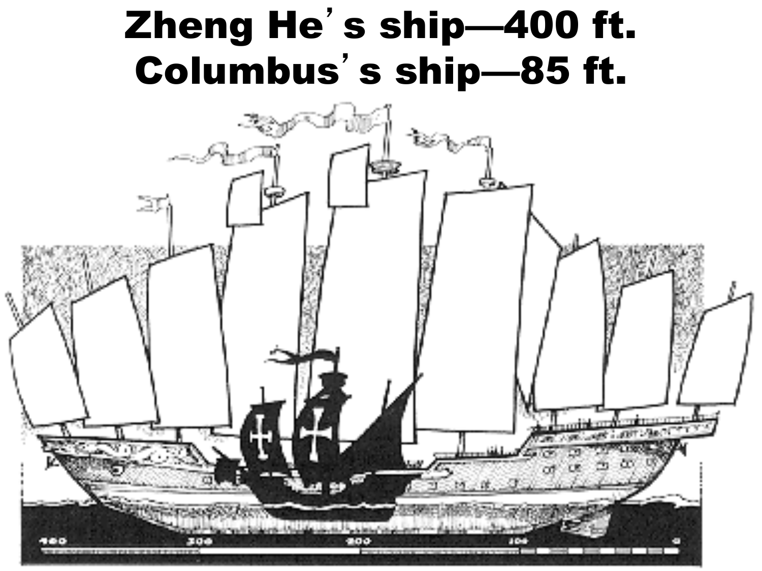# Zheng He's ship—400 ft.
# Columbus's ship—85 ft.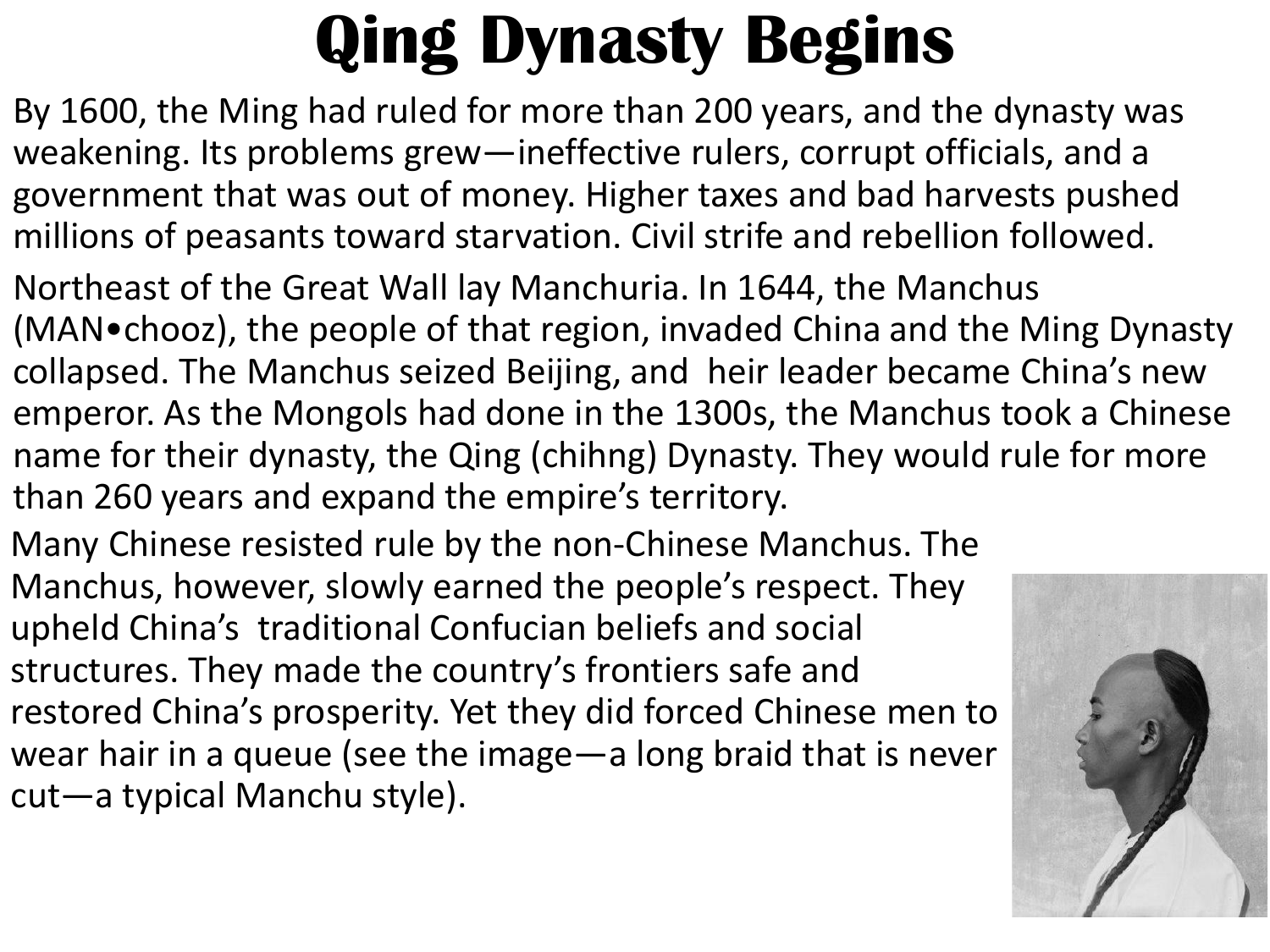# Qing Dynasty Begins

By 1600, the Ming had ruled for more than 200 years, and the dynasty was weakening. Its problems grew—ineffective rulers, corrupt officials, and a government that was out of money. Higher taxes and bad harvests pushed millions of peasants toward starvation. Civil strife and rebellion followed.

Northeast of the Great Wall lay Manchuria. In 1644, the Manchus (MAN•chooz), the people of that region, invaded China and the Ming Dynasty collapsed. The Manchus seized Beijing, and heir leader became China's new emperor. As the Mongols had done in the 1300s, the Manchus took a Chinese name for their dynasty, the Qing (chihng) Dynasty. They would rule for more than 260 years and expand the empire's territory.

Many Chinese resisted rule by the non-Chinese Manchus. The Manchus, however, slowly earned the people's respect. They upheld China's traditional Confucian beliefs and social structures. They made the country's frontiers safe and restored China's prosperity. Yet they did forced Chinese men to wear hair in a queue (see the image—a long braid that is never cut—a typical Manchu style).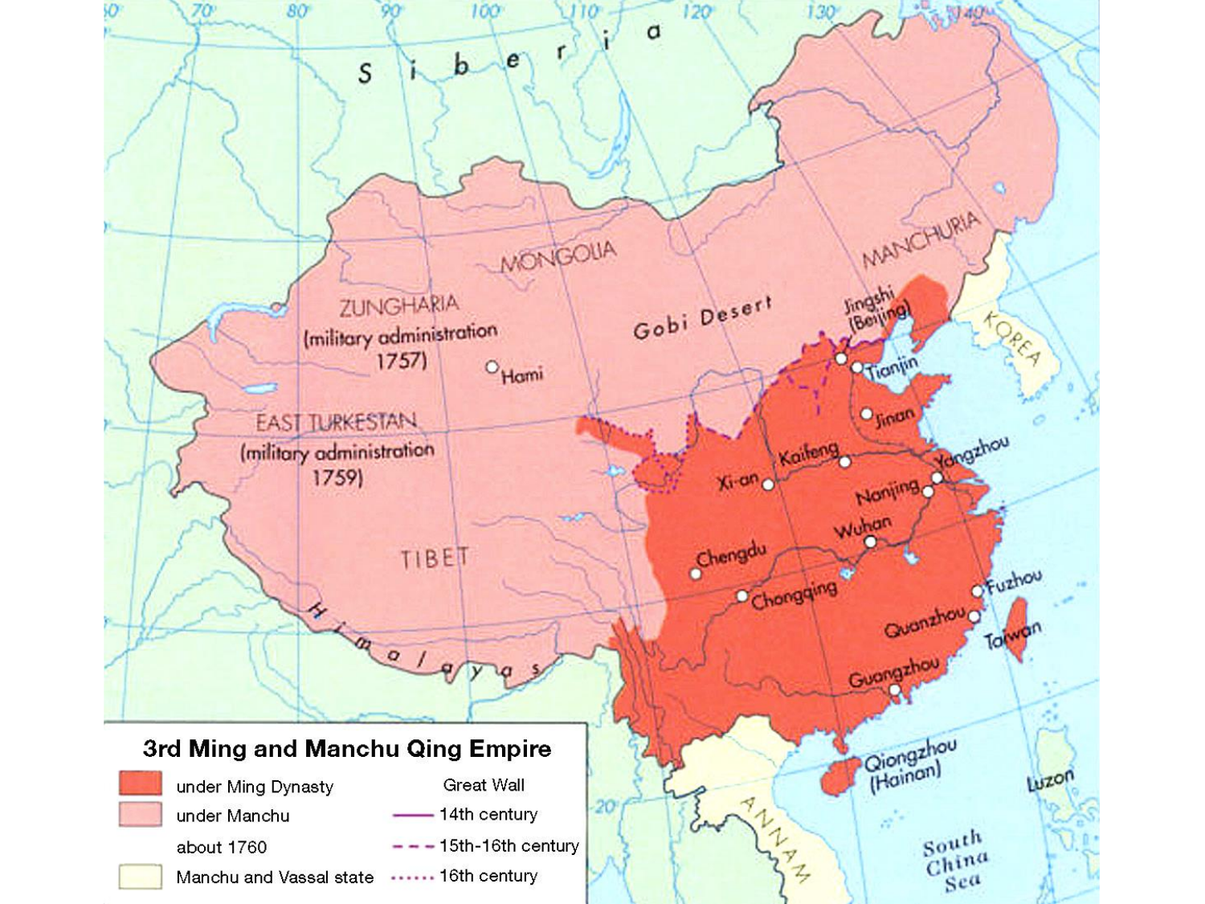# 3rd Ming and Manchu Qing Empire

- under Ming Dynasty
- under Manchu about 1760
- Manchu and Vassal state

Great Wall

- 14th century
- 15th-16th century
- 16th century

Siberia

MONGOLIA

MANCHURIA

ZUNGHARIA (military administration 1757)

EAST TURKESTAN (military administration 1759)

Gobi Desert

TIBET

Himalayas

KOREA

ANNAM

Hami

Jingshi (Beijing)

Tianjin

Jinan

Kaifeng

Xi-an

Yangzhou

Nanjing

Wuhan

Chengdu

Chongqing

Fuzhou

Quanzhou

Taiwan

Guangzhou

Qiongzhou (Hainan)

Luzon

South China Sea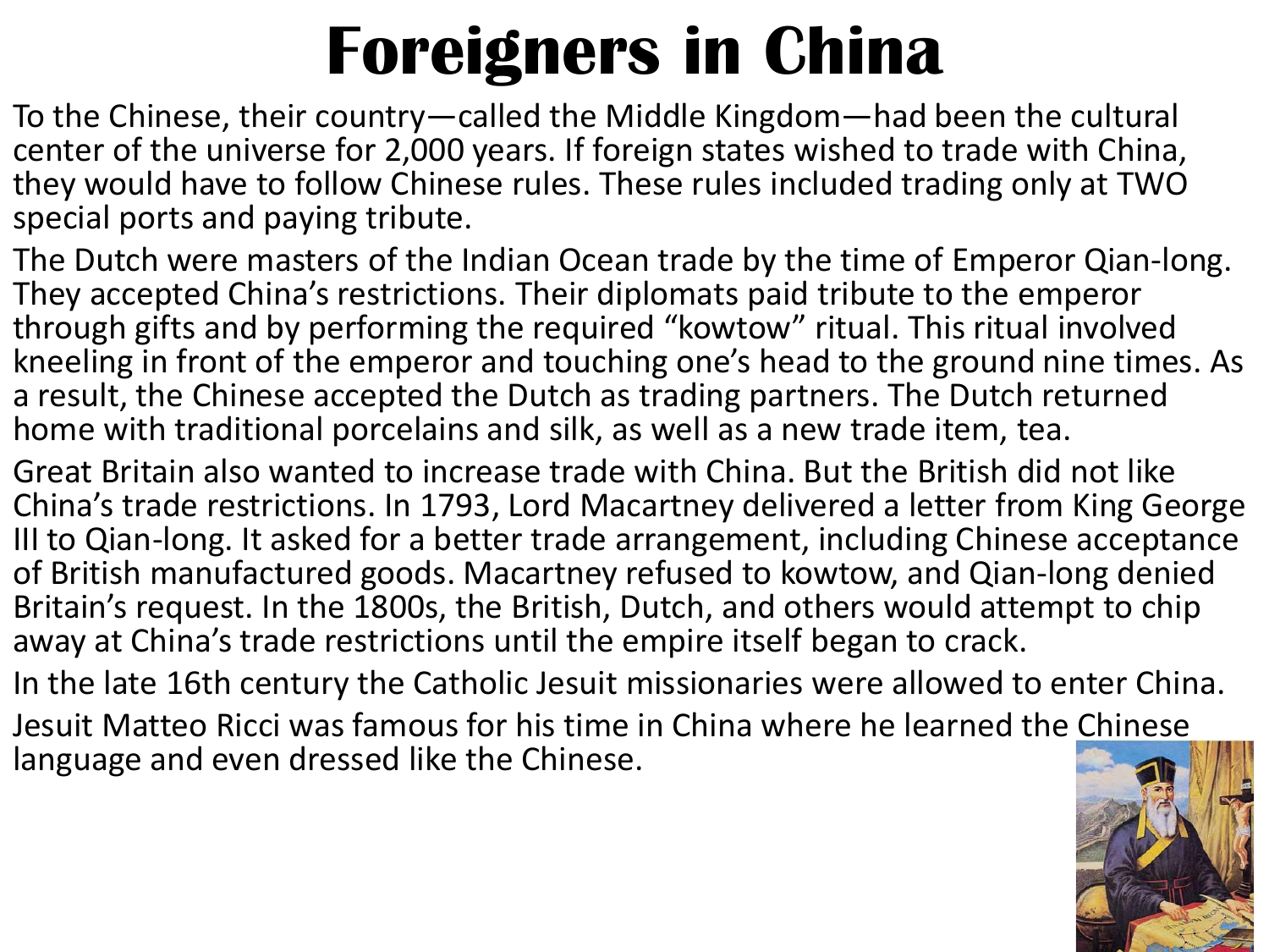# Foreigners in China

To the Chinese, their country—called the Middle Kingdom—had been the cultural center of the universe for 2,000 years. If foreign states wished to trade with China, they would have to follow Chinese rules. These rules included trading only at TWO special ports and paying tribute.

The Dutch were masters of the Indian Ocean trade by the time of Emperor Qian-long. They accepted China's restrictions. Their diplomats paid tribute to the emperor through gifts and by performing the required "kowtow" ritual. This ritual involved kneeling in front of the emperor and touching one's head to the ground nine times. As a result, the Chinese accepted the Dutch as trading partners. The Dutch returned home with traditional porcelains and silk, as well as a new trade item, tea.

Great Britain also wanted to increase trade with China. But the British did not like China's trade restrictions. In 1793, Lord Macartney delivered a letter from King George III to Qian-long. It asked for a better trade arrangement, including Chinese acceptance of British manufactured goods. Macartney refused to kowtow, and Qian-long denied Britain's request. In the 1800s, the British, Dutch, and others would attempt to chip away at China's trade restrictions until the empire itself began to crack.

In the late 16th century the Catholic Jesuit missionaries were allowed to enter China.

Jesuit Matteo Ricci was famous for his time in China where he learned the Chinese language and even dressed like the Chinese.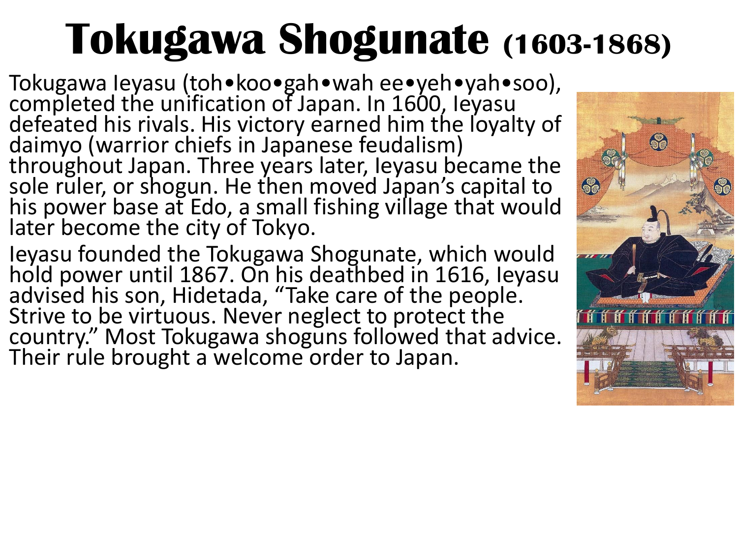# Tokugawa Shogunate (1603-1868)

Tokugawa Ieyasu (toh•koo•gah•wah ee•yeh•yah•soo), completed the unification of Japan. In 1600, Ieyasu defeated his rivals. His victory earned him the loyalty of daimyo (warrior chiefs in Japanese feudalism) throughout Japan. Three years later, Ieyasu became the sole ruler, or shogun. He then moved Japan's capital to his power base at Edo, a small fishing village that would later become the city of Tokyo.

Ieyasu founded the Tokugawa Shogunate, which would hold power until 1867. On his deathbed in 1616, Ieyasu advised his son, Hidetada, "Take care of the people. Strive to be virtuous. Never neglect to protect the country." Most Tokugawa shoguns followed that advice. Their rule brought a welcome order to Japan.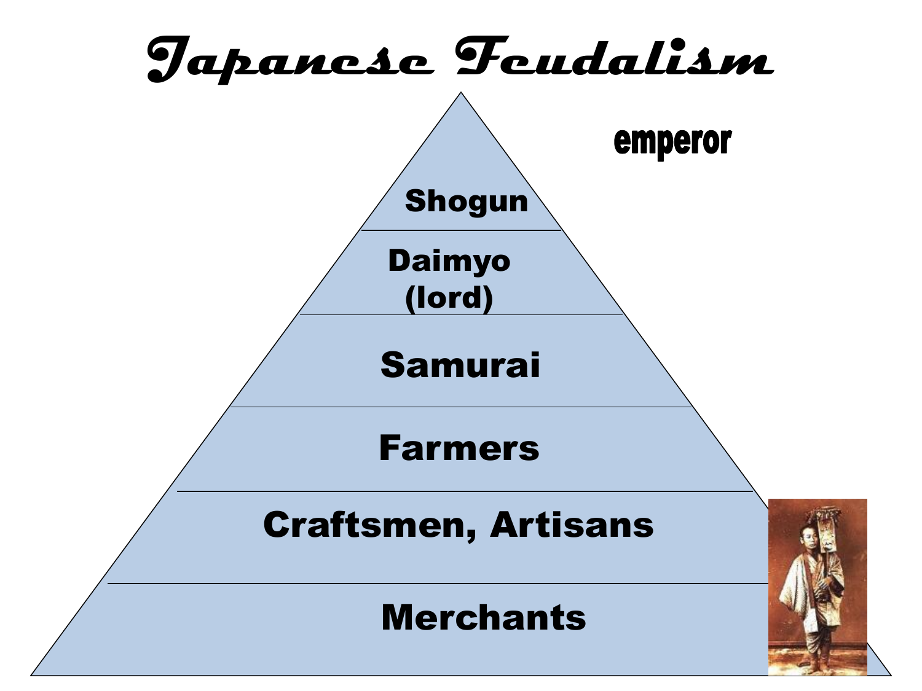# Japanese Feudalism

emperor

- Shogun
- Daimyo (lord)
- Samurai
- Farmers
- Craftsmen, Artisans
- Merchants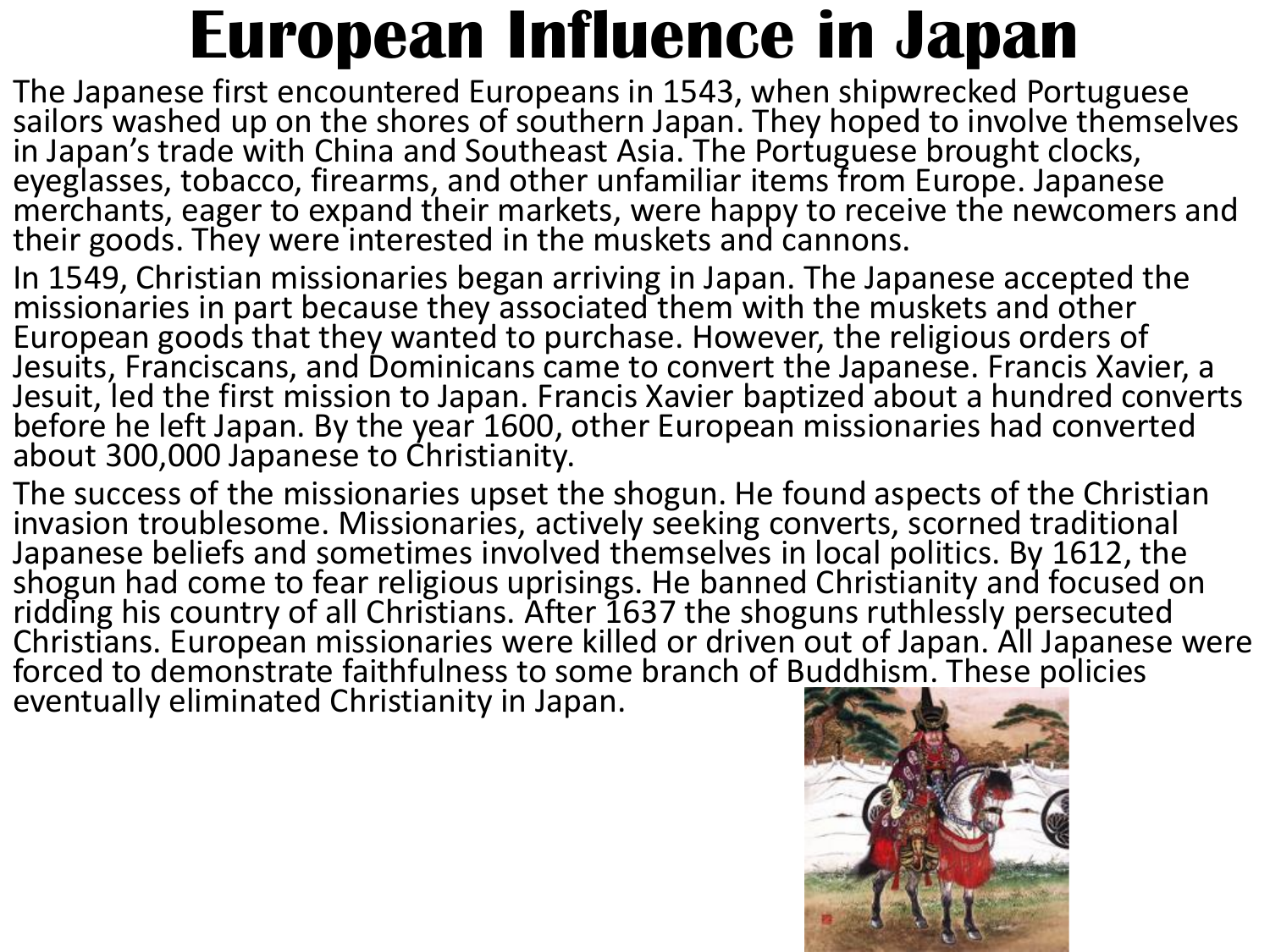# European Influence in Japan

The Japanese first encountered Europeans in 1543, when shipwrecked Portuguese sailors washed up on the shores of southern Japan. They hoped to involve themselves in Japan's trade with China and Southeast Asia. The Portuguese brought clocks, eyeglasses, tobacco, firearms, and other unfamiliar items from Europe. Japanese merchants, eager to expand their markets, were happy to receive the newcomers and their goods. They were interested in the muskets and cannons.

In 1549, Christian missionaries began arriving in Japan. The Japanese accepted the missionaries in part because they associated them with the muskets and other European goods that they wanted to purchase. However, the religious orders of Jesuits, Franciscans, and Dominicans came to convert the Japanese. Francis Xavier, a Jesuit, led the first mission to Japan. Francis Xavier baptized about a hundred converts before he left Japan. By the year 1600, other European missionaries had converted about 300,000 Japanese to Christianity.

The success of the missionaries upset the shogun. He found aspects of the Christian invasion troublesome. Missionaries, actively seeking converts, scorned traditional Japanese beliefs and sometimes involved themselves in local politics. By 1612, the shogun had come to fear religious uprisings. He banned Christianity and focused on ridding his country of all Christians. After 1637 the shoguns ruthlessly persecuted Christians. European missionaries were killed or driven out of Japan. All Japanese were forced to demonstrate faithfulness to some branch of Buddhism. These policies eventually eliminated Christianity in Japan.